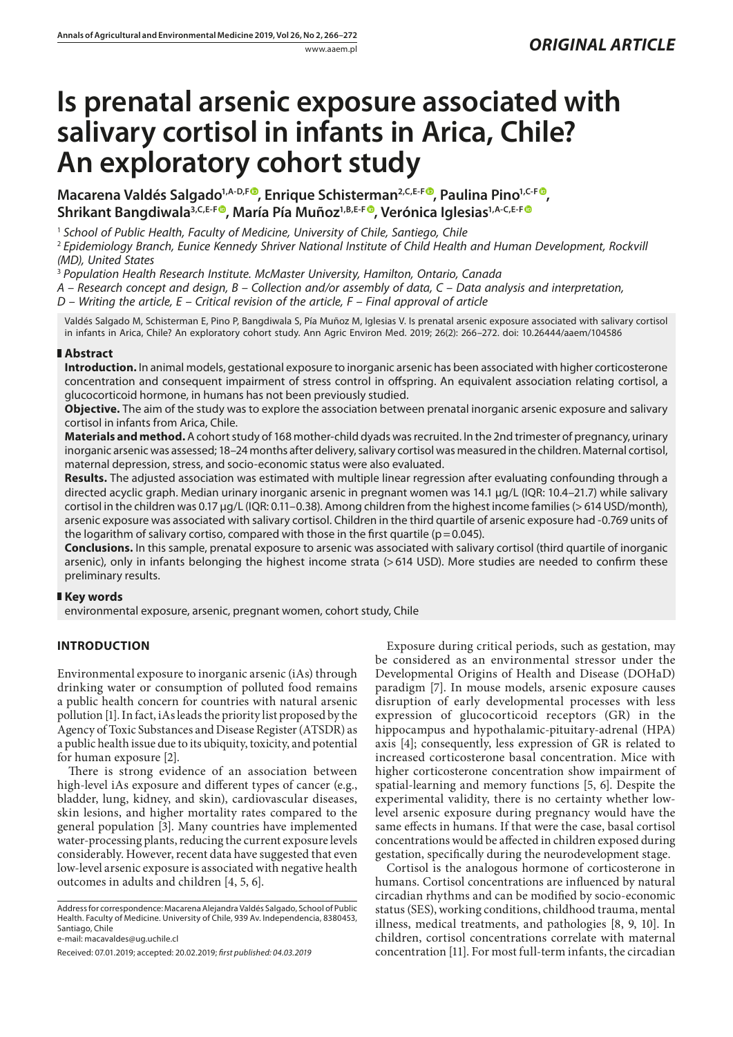*ORIGINAL ARTICLE*

# Is prenatal arsenic exposure associated with salivary cortisol in infants in Arica, Chile? An exploratory cohort study

**Macarena Valdés Salgado[1,A-D,F], Enrique Schisterman[2,C,E-F], Paulina Pino[1,C-F], Shrikant Bangdiwala[3,C,E-F], María Pía Muñoz[1,B,E-F], Verónica Iglesias[1,A-C,E-F]**

[1] *School of Public Health, Faculty of Medicine, University of Chile, Santiago, Chile*

[2] *Epidemiology Branch, Eunice Kennedy Shriver National Institute of Child Health and Human Development, Rockvill (MD), United States*

[3] *Population Health Research Institute. McMaster University, Hamilton, Ontario, Canada*

*A – Research concept and design, B – Collection and/or assembly of data, C – Data analysis and interpretation, D – Writing the article, E – Critical revision of the article, F – Final approval of article*

Valdés Salgado M, Schisterman E, Pino P, Bangdiwala S, Pía Muñoz M, Iglesias V. Is prenatal arsenic exposure associated with salivary cortisol in infants in Arica, Chile? An exploratory cohort study. Ann Agric Environ Med. 2019; 26(2): 266–272. doi: 10.26444/aaem/104586

## Abstract

**Introduction.** In animal models, gestational exposure to inorganic arsenic has been associated with higher corticosterone concentration and consequent impairment of stress control in offspring. An equivalent association relating cortisol, a glucocorticoid hormone, in humans has not been previously studied.

**Objective.** The aim of the study was to explore the association between prenatal inorganic arsenic exposure and salivary cortisol in infants from Arica, Chile.

**Materials and method.** A cohort study of 168 mother-child dyads was recruited. In the 2nd trimester of pregnancy, urinary inorganic arsenic was assessed; 18–24 months after delivery, salivary cortisol was measured in the children. Maternal cortisol, maternal depression, stress, and socio-economic status were also evaluated.

**Results.** The adjusted association was estimated with multiple linear regression after evaluating confounding through a directed acyclic graph. Median urinary inorganic arsenic in pregnant women was 14.1 µg/L (IQR: 10.4–21.7) while salivary cortisol in the children was 0.17 µg/L (IQR: 0.11–0.38). Among children from the highest income families (> 614 USD/month), arsenic exposure was associated with salivary cortisol. Children in the third quartile of arsenic exposure had -0.769 units of the logarithm of salivary cortiso, compared with those in the first quartile ($p = 0.045$).

**Conclusions.** In this sample, prenatal exposure to arsenic was associated with salivary cortisol (third quartile of inorganic arsenic), only in infants belonging the highest income strata (> 614 USD). More studies are needed to confirm these preliminary results.

## Key words

environmental exposure, arsenic, pregnant women, cohort study, Chile

## INTRODUCTION

Environmental exposure to inorganic arsenic (iAs) through drinking water or consumption of polluted food remains a public health concern for countries with natural arsenic pollution [1]. In fact, iAs leads the priority list proposed by the Agency of Toxic Substances and Disease Register (ATSDR) as a public health issue due to its ubiquity, toxicity, and potential for human exposure [2].

There is strong evidence of an association between high-level iAs exposure and different types of cancer (e.g., bladder, lung, kidney, and skin), cardiovascular diseases, skin lesions, and higher mortality rates compared to the general population [3]. Many countries have implemented water-processing plants, reducing the current exposure levels considerably. However, recent data have suggested that even low-level arsenic exposure is associated with negative health outcomes in adults and children [4, 5, 6].

Exposure during critical periods, such as gestation, may be considered as an environmental stressor under the Developmental Origins of Health and Disease (DOHaD) paradigm [7]. In mouse models, arsenic exposure causes disruption of early developmental processes with less expression of glucocorticoid receptors (GR) in the hippocampus and hypothalamic-pituitary-adrenal (HPA) axis [4]; consequently, less expression of GR is related to increased corticosterone basal concentration. Mice with higher corticosterone concentration show impairment of spatial-learning and memory functions [5, 6]. Despite the experimental validity, there is no certainty whether low-level arsenic exposure during pregnancy would have the same effects in humans. If that were the case, basal cortisol concentrations would be affected in children exposed during gestation, specifically during the neurodevelopment stage.

Cortisol is the analogous hormone of corticosterone in humans. Cortisol concentrations are influenced by natural circadian rhythms and can be modified by socio-economic status (SES), working conditions, childhood trauma, mental illness, medical treatments, and pathologies [8, 9, 10]. In children, cortisol concentrations correlate with maternal concentration [11]. For most full-term infants, the circadian

---

Address for correspondence: Macarena Alejandra Valdés Salgado, School of Public Health. Faculty of Medicine. University of Chile, 939 Av. Independencia, 8380453, Santiago, Chile
e-mail: macavaldes@ug.uchile.cl

Received: 07.01.2019; accepted: 20.02.2019; *first published: 04.03.2019*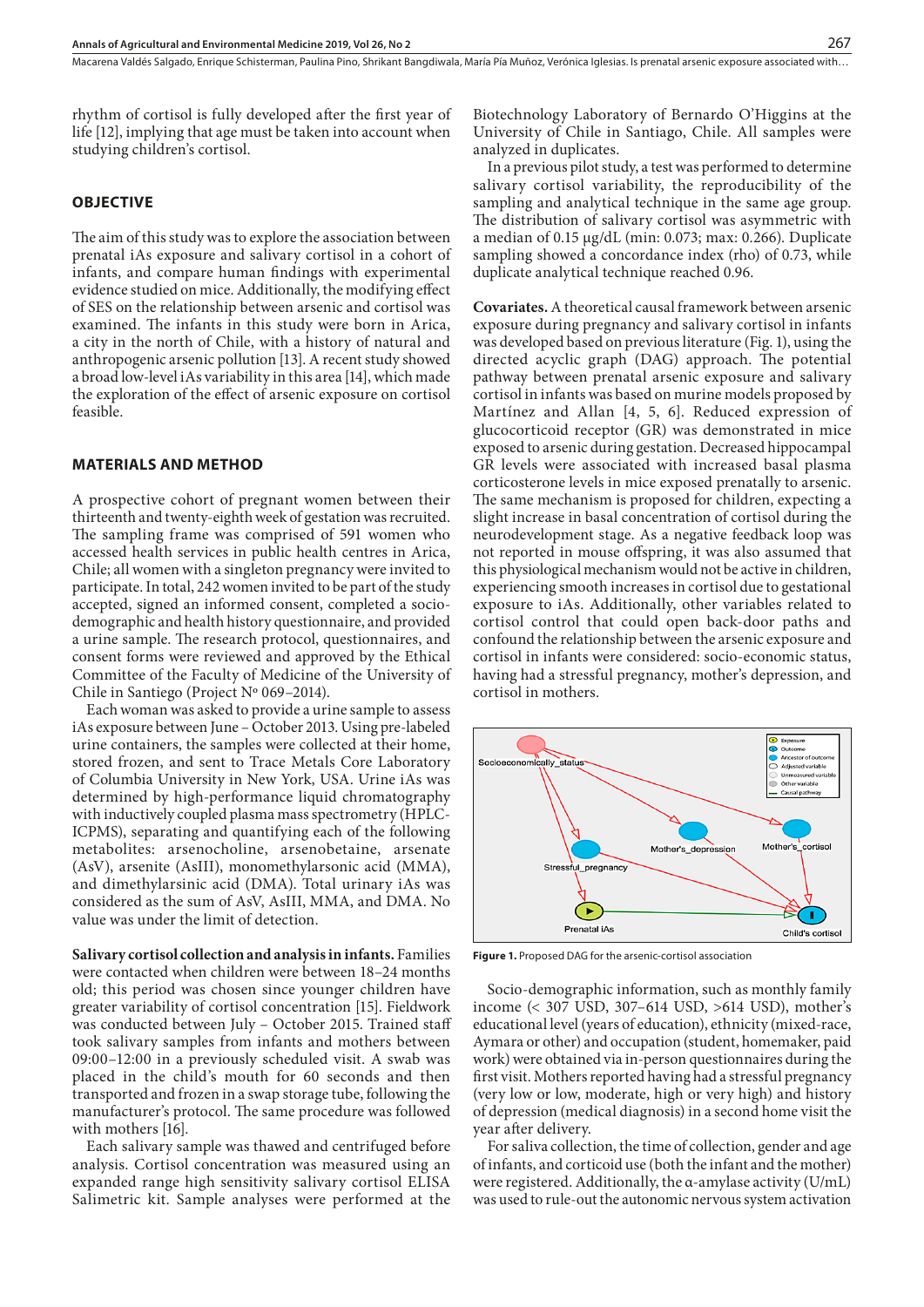rhythm of cortisol is fully developed after the first year of life [12], implying that age must be taken into account when studying children's cortisol.

## OBJECTIVE

The aim of this study was to explore the association between prenatal iAs exposure and salivary cortisol in a cohort of infants, and compare human findings with experimental evidence studied on mice. Additionally, the modifying effect of SES on the relationship between arsenic and cortisol was examined. The infants in this study were born in Arica, a city in the north of Chile, with a history of natural and anthropogenic arsenic pollution [13]. A recent study showed a broad low-level iAs variability in this area [14], which made the exploration of the effect of arsenic exposure on cortisol feasible.

## MATERIALS AND METHOD

A prospective cohort of pregnant women between their thirteenth and twenty-eighth week of gestation was recruited. The sampling frame was comprised of 591 women who accessed health services in public health centres in Arica, Chile; all women with a singleton pregnancy were invited to participate. In total, 242 women invited to be part of the study accepted, signed an informed consent, completed a socio-demographic and health history questionnaire, and provided a urine sample. The research protocol, questionnaires, and consent forms were reviewed and approved by the Ethical Committee of the Faculty of Medicine of the University of Chile in Santiego (Project Nº 069–2014).

Each woman was asked to provide a urine sample to assess iAs exposure between June – October 2013. Using pre-labeled urine containers, the samples were collected at their home, stored frozen, and sent to Trace Metals Core Laboratory of Columbia University in New York, USA. Urine iAs was determined by high-performance liquid chromatography with inductively coupled plasma mass spectrometry (HPLC-ICPMS), separating and quantifying each of the following metabolites: arsenocholine, arsenobetaine, arsenate (AsV), arsenite (AsIII), monomethylarsonic acid (MMA), and dimethylarsinic acid (DMA). Total urinary iAs was considered as the sum of AsV, AsIII, MMA, and DMA. No value was under the limit of detection.

**Salivary cortisol collection and analysis in infants.** Families were contacted when children were between 18–24 months old; this period was chosen since younger children have greater variability of cortisol concentration [15]. Fieldwork was conducted between July – October 2015. Trained staff took salivary samples from infants and mothers between 09:00–12:00 in a previously scheduled visit. A swab was placed in the child's mouth for 60 seconds and then transported and frozen in a swap storage tube, following the manufacturer's protocol. The same procedure was followed with mothers [16].

Each salivary sample was thawed and centrifuged before analysis. Cortisol concentration was measured using an expanded range high sensitivity salivary cortisol ELISA Salimetric kit. Sample analyses were performed at the Biotechnology Laboratory of Bernardo O'Higgins at the University of Chile in Santiago, Chile. All samples were analyzed in duplicates.

In a previous pilot study, a test was performed to determine salivary cortisol variability, the reproducibility of the sampling and analytical technique in the same age group. The distribution of salivary cortisol was asymmetric with a median of 0.15 µg/dL (min: 0.073; max: 0.266). Duplicate sampling showed a concordance index (rho) of 0.73, while duplicate analytical technique reached 0.96.

**Covariates.** A theoretical causal framework between arsenic exposure during pregnancy and salivary cortisol in infants was developed based on previous literature (Fig. 1), using the directed acyclic graph (DAG) approach. The potential pathway between prenatal arsenic exposure and salivary cortisol in infants was based on murine models proposed by Martínez and Allan [4, 5, 6]. Reduced expression of glucocorticoid receptor (GR) was demonstrated in mice exposed to arsenic during gestation. Decreased hippocampal GR levels were associated with increased basal plasma corticosterone levels in mice exposed prenatally to arsenic. The same mechanism is proposed for children, expecting a slight increase in basal concentration of cortisol during the neurodevelopment stage. As a negative feedback loop was not reported in mouse offspring, it was also assumed that this physiological mechanism would not be active in children, experiencing smooth increases in cortisol due to gestational exposure to iAs. Additionally, other variables related to cortisol control that could open back-door paths and confound the relationship between the arsenic exposure and cortisol in infants were considered: socio-economic status, having had a stressful pregnancy, mother's depression, and cortisol in mothers.

**Figure 1.** Proposed DAG for the arsenic-cortisol association

Socio-demographic information, such as monthly family income (< 307 USD, 307–614 USD, >614 USD), mother's educational level (years of education), ethnicity (mixed-race, Aymara or other) and occupation (student, homemaker, paid work) were obtained via in-person questionnaires during the first visit. Mothers reported having had a stressful pregnancy (very low or low, moderate, high or very high) and history of depression (medical diagnosis) in a second home visit the year after delivery.

For saliva collection, the time of collection, gender and age of infants, and corticoid use (both the infant and the mother) were registered. Additionally, the α-amylase activity (U/mL) was used to rule-out the autonomic nervous system activation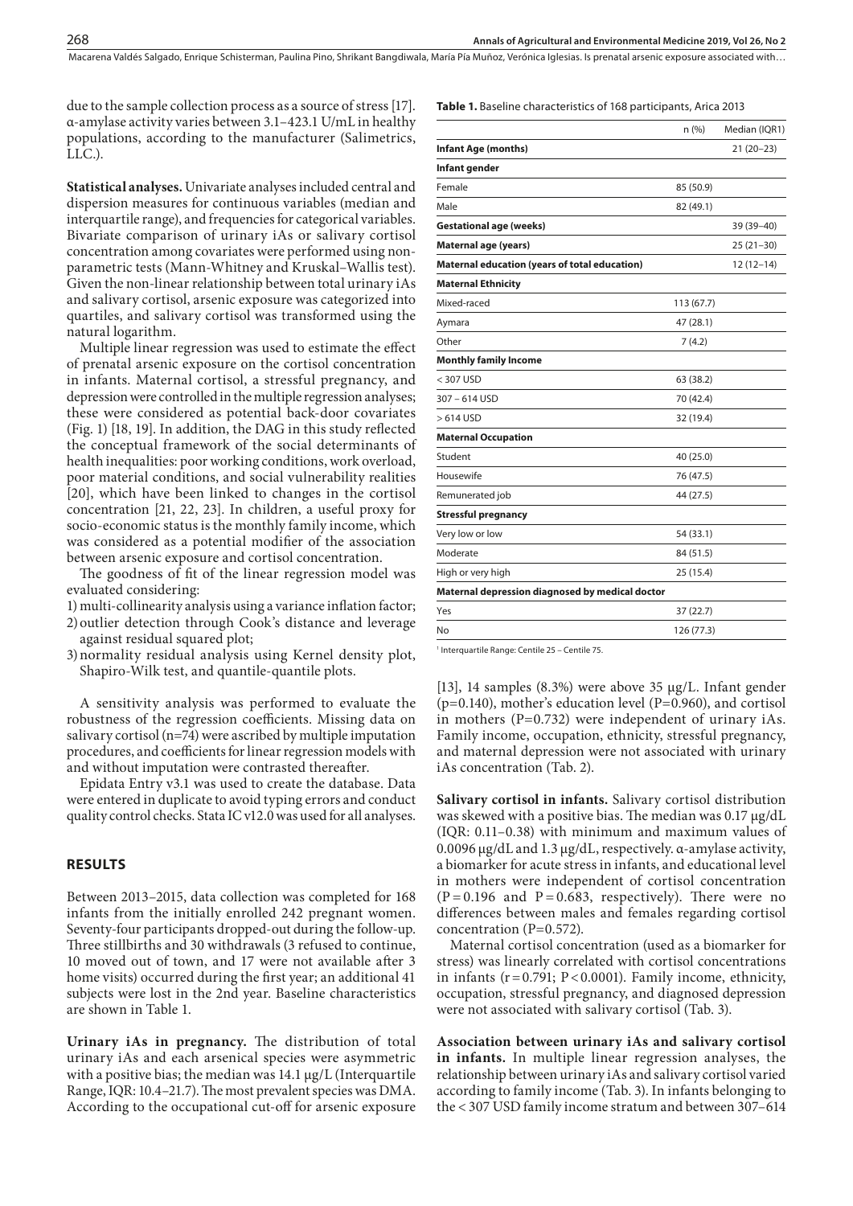due to the sample collection process as a source of stress [17]. α-amylase activity varies between 3.1–423.1 U/mL in healthy populations, according to the manufacturer (Salimetrics, LLC.).

**Statistical analyses.** Univariate analyses included central and dispersion measures for continuous variables (median and interquartile range), and frequencies for categorical variables. Bivariate comparison of urinary iAs or salivary cortisol concentration among covariates were performed using non-parametric tests (Mann-Whitney and Kruskal–Wallis test). Given the non-linear relationship between total urinary iAs and salivary cortisol, arsenic exposure was categorized into quartiles, and salivary cortisol was transformed using the natural logarithm.

Multiple linear regression was used to estimate the effect of prenatal arsenic exposure on the cortisol concentration in infants. Maternal cortisol, a stressful pregnancy, and depression were controlled in the multiple regression analyses; these were considered as potential back-door covariates (Fig. 1) [18, 19]. In addition, the DAG in this study reflected the conceptual framework of the social determinants of health inequalities: poor working conditions, work overload, poor material conditions, and social vulnerability realities [20], which have been linked to changes in the cortisol concentration [21, 22, 23]. In children, a useful proxy for socio-economic status is the monthly family income, which was considered as a potential modifier of the association between arsenic exposure and cortisol concentration.

The goodness of fit of the linear regression model was evaluated considering:

1) multi-collinearity analysis using a variance inflation factor;
2) outlier detection through Cook's distance and leverage against residual squared plot;
3) normality residual analysis using Kernel density plot, Shapiro-Wilk test, and quantile-quantile plots.

A sensitivity analysis was performed to evaluate the robustness of the regression coefficients. Missing data on salivary cortisol (n=74) were ascribed by multiple imputation procedures, and coefficients for linear regression models with and without imputation were contrasted thereafter.

Epidata Entry v3.1 was used to create the database. Data were entered in duplicate to avoid typing errors and conduct quality control checks. Stata IC v12.0 was used for all analyses.

## RESULTS

Between 2013–2015, data collection was completed for 168 infants from the initially enrolled 242 pregnant women. Seventy-four participants dropped-out during the follow-up. Three stillbirths and 30 withdrawals (3 refused to continue, 10 moved out of town, and 17 were not available after 3 home visits) occurred during the first year; an additional 41 subjects were lost in the 2nd year. Baseline characteristics are shown in Table 1.

**Table 1.** Baseline characteristics of 168 participants, Arica 2013

| | n (%) | Median (IQR[1]) |
|---|---|---|
| **Infant Age (months)** | | 21 (20–23) |
| **Infant gender** | | |
| Female | 85 (50.9) | |
| Male | 82 (49.1) | |
| **Gestational age (weeks)** | | 39 (39–40) |
| **Maternal age (years)** | | 25 (21–30) |
| **Maternal education (years of total education)** | | 12 (12–14) |
| **Maternal Ethnicity** | | |
| Mixed-raced | 113 (67.7) | |
| Aymara | 47 (28.1) | |
| Other | 7 (4.2) | |
| **Monthly family Income** | | |
| < 307 USD | 63 (38.2) | |
| 307 – 614 USD | 70 (42.4) | |
| > 614 USD | 32 (19.4) | |
| **Maternal Occupation** | | |
| Student | 40 (25.0) | |
| Housewife | 76 (47.5) | |
| Remunerated job | 44 (27.5) | |
| **Stressful pregnancy** | | |
| Very low or low | 54 (33.1) | |
| Moderate | 84 (51.5) | |
| High or very high | 25 (15.4) | |
| **Maternal depression diagnosed by medical doctor** | | |
| Yes | 37 (22.7) | |
| No | 126 (77.3) | |

[1] Interquartile Range: Centile 25 – Centile 75.

**Urinary iAs in pregnancy.** The distribution of total urinary iAs and each arsenical species were asymmetric with a positive bias; the median was 14.1 μg/L (Interquartile Range, IQR: 10.4–21.7). The most prevalent species was DMA. According to the occupational cut-off for arsenic exposure [13], 14 samples (8.3%) were above 35 μg/L. Infant gender (p=0.140), mother's education level (P=0.960), and cortisol in mothers (P=0.732) were independent of urinary iAs. Family income, occupation, ethnicity, stressful pregnancy, and maternal depression were not associated with urinary iAs concentration (Tab. 2).

**Salivary cortisol in infants.** Salivary cortisol distribution was skewed with a positive bias. The median was 0.17 μg/dL (IQR: 0.11–0.38) with minimum and maximum values of 0.0096 μg/dL and 1.3 μg/dL, respectively. α-amylase activity, a biomarker for acute stress in infants, and educational level in mothers were independent of cortisol concentration (P = 0.196 and P = 0.683, respectively). There were no differences between males and females regarding cortisol concentration (P=0.572).

Maternal cortisol concentration (used as a biomarker for stress) was linearly correlated with cortisol concentrations in infants (r = 0.791; P < 0.0001). Family income, ethnicity, occupation, stressful pregnancy, and diagnosed depression were not associated with salivary cortisol (Tab. 3).

**Association between urinary iAs and salivary cortisol in infants.** In multiple linear regression analyses, the relationship between urinary iAs and salivary cortisol varied according to family income (Tab. 3). In infants belonging to the < 307 USD family income stratum and between 307–614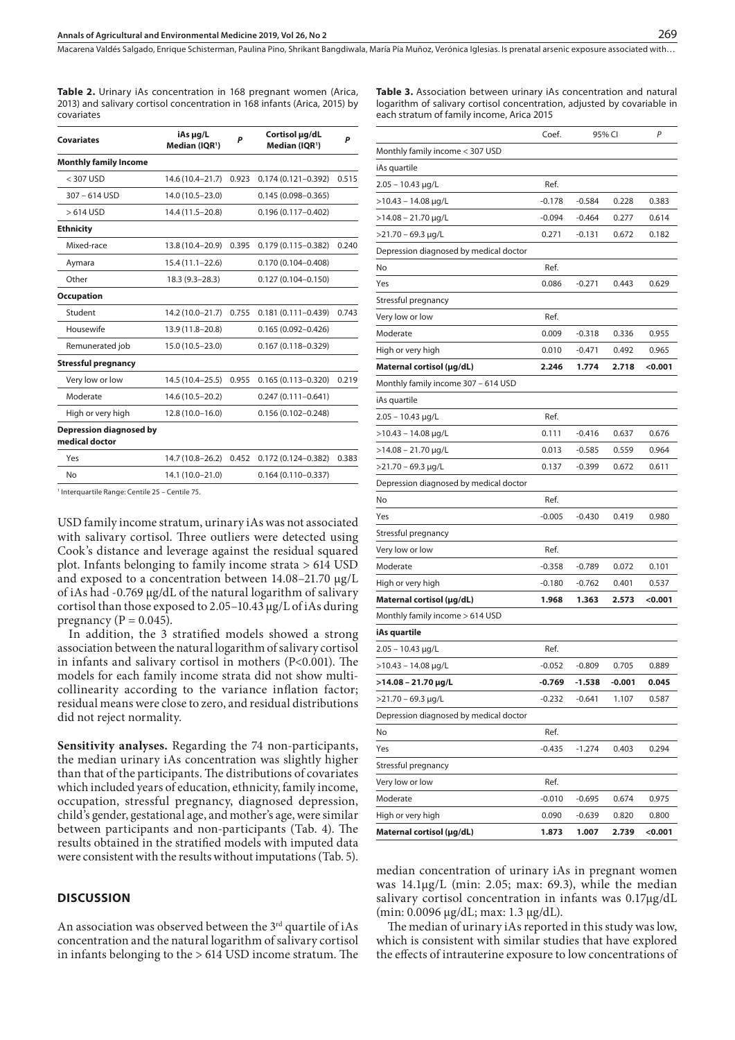**Table 2.** Urinary iAs concentration in 168 pregnant women (Arica, 2013) and salivary cortisol concentration in 168 infants (Arica, 2015) by covariates

| Covariates | iAs µg/L Median (IQR[1]) | P | Cortisol µg/dL Median (IQR[1]) | P |
|---|---|---|---|---|
| **Monthly family Income** | | | | |
| < 307 USD | 14.6 (10.4–21.7) | 0.923 | 0.174 (0.121–0.392) | 0.515 |
| 307 – 614 USD | 14.0 (10.5–23.0) | | 0.145 (0.098–0.365) | |
| > 614 USD | 14.4 (11.5–20.8) | | 0.196 (0.117–0.402) | |
| **Ethnicity** | | | | |
| Mixed-race | 13.8 (10.4–20.9) | 0.395 | 0.179 (0.115–0.382) | 0.240 |
| Aymara | 15.4 (11.1–22.6) | | 0.170 (0.104–0.408) | |
| Other | 18.3 (9.3–28.3) | | 0.127 (0.104–0.150) | |
| **Occupation** | | | | |
| Student | 14.2 (10.0–21.7) | 0.755 | 0.181 (0.111–0.439) | 0.743 |
| Housewife | 13.9 (11.8–20.8) | | 0.165 (0.092–0.426) | |
| Remunerated job | 15.0 (10.5–23.0) | | 0.167 (0.118–0.329) | |
| **Stressful pregnancy** | | | | |
| Very low or low | 14.5 (10.4–25.5) | 0.955 | 0.165 (0.113–0.320) | 0.219 |
| Moderate | 14.6 (10.5–20.2) | | 0.247 (0.111–0.641) | |
| High or very high | 12.8 (10.0–16.0) | | 0.156 (0.102–0.248) | |
| **Depression diagnosed by medical doctor** | | | | |
| Yes | 14.7 (10.8–26.2) | 0.452 | 0.172 (0.124–0.382) | 0.383 |
| No | 14.1 (10.0–21.0) | | 0.164 (0.110–0.337) | |

[1] Interquartile Range: Centile 25 – Centile 75.

USD family income stratum, urinary iAs was not associated with salivary cortisol. Three outliers were detected using Cook's distance and leverage against the residual squared plot. Infants belonging to family income strata > 614 USD and exposed to a concentration between 14.08–21.70 µg/L of iAs had -0.769 µg/dL of the natural logarithm of salivary cortisol than those exposed to 2.05–10.43 µg/L of iAs during pregnancy ($P = 0.045$).

In addition, the 3 stratified models showed a strong association between the natural logarithm of salivary cortisol in infants and salivary cortisol in mothers ($P<0.001$). The models for each family income strata did not show multicollinearity according to the variance inflation factor; residual means were close to zero, and residual distributions did not reject normality.

**Sensitivity analyses.** Regarding the 74 non-participants, the median urinary iAs concentration was slightly higher than that of the participants. The distributions of covariates which included years of education, ethnicity, family income, occupation, stressful pregnancy, diagnosed depression, child's gender, gestational age, and mother's age, were similar between participants and non-participants (Tab. 4). The results obtained in the stratified models with imputed data were consistent with the results without imputations (Tab. 5).

**Table 3.** Association between urinary iAs concentration and natural logarithm of salivary cortisol concentration, adjusted by covariable in each stratum of family income, Arica 2015

| | Coef. | 95% CI | | P |
|---|---|---|---|---|
| Monthly family income < 307 USD | | | | |
| iAs quartile | | | | |
| 2.05 – 10.43 µg/L | Ref. | | | |
| >10.43 – 14.08 µg/L | -0.178 | -0.584 | 0.228 | 0.383 |
| >14.08 – 21.70 µg/L | -0.094 | -0.464 | 0.277 | 0.614 |
| >21.70 – 69.3 µg/L | 0.271 | -0.131 | 0.672 | 0.182 |
| Depression diagnosed by medical doctor | | | | |
| No | Ref. | | | |
| Yes | 0.086 | -0.271 | 0.443 | 0.629 |
| Stressful pregnancy | | | | |
| Very low or low | Ref. | | | |
| Moderate | 0.009 | -0.318 | 0.336 | 0.955 |
| High or very high | 0.010 | -0.471 | 0.492 | 0.965 |
| **Maternal cortisol (µg/dL)** | **2.246** | **1.774** | **2.718** | **<0.001** |
| Monthly family income 307 – 614 USD | | | | |
| iAs quartile | | | | |
| 2.05 – 10.43 µg/L | Ref. | | | |
| >10.43 – 14.08 µg/L | 0.111 | -0.416 | 0.637 | 0.676 |
| >14.08 – 21.70 µg/L | 0.013 | -0.585 | 0.559 | 0.964 |
| >21.70 – 69.3 µg/L | 0.137 | -0.399 | 0.672 | 0.611 |
| Depression diagnosed by medical doctor | | | | |
| No | Ref. | | | |
| Yes | -0.005 | -0.430 | 0.419 | 0.980 |
| Stressful pregnancy | | | | |
| Very low or low | Ref. | | | |
| Moderate | -0.358 | -0.789 | 0.072 | 0.101 |
| High or very high | -0.180 | -0.762 | 0.401 | 0.537 |
| **Maternal cortisol (µg/dL)** | **1.968** | **1.363** | **2.573** | **<0.001** |
| Monthly family income > 614 USD | | | | |
| **iAs quartile** | | | | |
| 2.05 – 10.43 µg/L | Ref. | | | |
| >10.43 – 14.08 µg/L | -0.052 | -0.809 | 0.705 | 0.889 |
| **>14.08 – 21.70 µg/L** | **-0.769** | **-1.538** | **-0.001** | **0.045** |
| >21.70 – 69.3 µg/L | -0.232 | -0.641 | 1.107 | 0.587 |
| Depression diagnosed by medical doctor | | | | |
| No | Ref. | | | |
| Yes | -0.435 | -1.274 | 0.403 | 0.294 |
| Stressful pregnancy | | | | |
| Very low or low | Ref. | | | |
| Moderate | -0.010 | -0.695 | 0.674 | 0.975 |
| High or very high | 0.090 | -0.639 | 0.820 | 0.800 |
| **Maternal cortisol (µg/dL)** | **1.873** | **1.007** | **2.739** | **<0.001** |

## DISCUSSION

An association was observed between the 3rd quartile of iAs concentration and the natural logarithm of salivary cortisol in infants belonging to the > 614 USD income stratum. The median concentration of urinary iAs in pregnant women was 14.1µg/L (min: 2.05; max: 69.3), while the median salivary cortisol concentration in infants was 0.17µg/dL (min: 0.0096 µg/dL; max: 1.3 µg/dL).

The median of urinary iAs reported in this study was low, which is consistent with similar studies that have explored the effects of intrauterine exposure to low concentrations of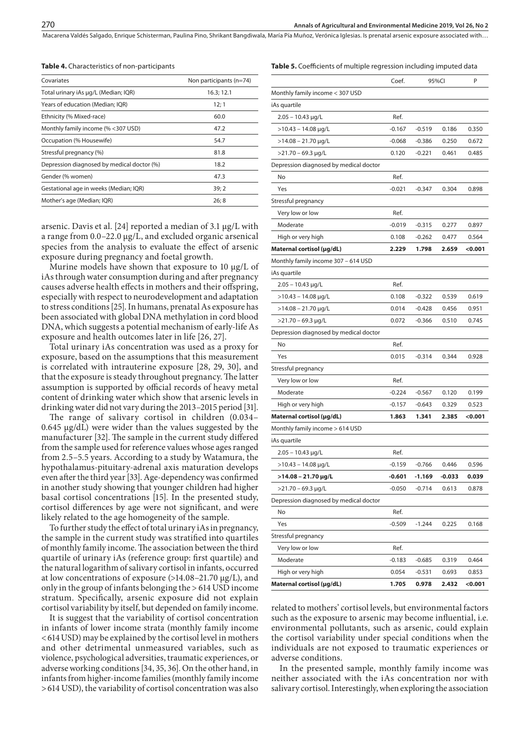**Table 4.** Characteristics of non-participants

| Covariates | Non participants (n=74) |
|---|---|
| Total urinary iAs µg/L (Median; IQR) | 16.3; 12.1 |
| Years of education (Median; IQR) | 12; 1 |
| Ethnicity (% Mixed-race) | 60.0 |
| Monthly family income (% <307 USD) | 47.2 |
| Occupation (% Housewife) | 54.7 |
| Stressful pregnancy (%) | 81.8 |
| Depression diagnosed by medical doctor (%) | 18.2 |
| Gender (% women) | 47.3 |
| Gestational age in weeks (Median; IQR) | 39; 2 |
| Mother's age (Median; IQR) | 26; 8 |

arsenic. Davis et al. [24] reported a median of 3.1 µg/L with a range from 0.0–22.0 µg/L, and excluded organic arsenical species from the analysis to evaluate the effect of arsenic exposure during pregnancy and foetal growth.

Murine models have shown that exposure to 10 µg/L of iAs through water consumption during and after pregnancy causes adverse health effects in mothers and their offspring, especially with respect to neurodevelopment and adaptation to stress conditions [25]. In humans, prenatal As exposure has been associated with global DNA methylation in cord blood DNA, which suggests a potential mechanism of early-life As exposure and health outcomes later in life [26, 27].

Total urinary iAs concentration was used as a proxy for exposure, based on the assumptions that this measurement is correlated with intrauterine exposure [28, 29, 30], and that the exposure is steady throughout pregnancy. The latter assumption is supported by official records of heavy metal content of drinking water which show that arsenic levels in drinking water did not vary during the 2013–2015 period [31].

The range of salivary cortisol in children (0.034–0.645 µg/dL) were wider than the values suggested by the manufacturer [32]. The sample in the current study differed from the sample used for reference values whose ages ranged from 2.5–5.5 years. According to a study by Watamura, the hypothalamus-pituitary-adrenal axis maturation develops even after the third year [33]. Age-dependency was confirmed in another study showing that younger children had higher basal cortisol concentrations [15]. In the presented study, cortisol differences by age were not significant, and were likely related to the age homogeneity of the sample.

To further study the effect of total urinary iAs in pregnancy, the sample in the current study was stratified into quartiles of monthly family income. The association between the third quartile of urinary iAs (reference group: first quartile) and the natural logarithm of salivary cortisol in infants, occurred at low concentrations of exposure (>14.08–21.70 µg/L), and only in the group of infants belonging the > 614 USD income stratum. Specifically, arsenic exposure did not explain cortisol variability by itself, but depended on family income.

It is suggest that the variability of cortisol concentration in infants of lower income strata (monthly family income < 614 USD) may be explained by the cortisol level in mothers and other detrimental unmeasured variables, such as violence, psychological adversities, traumatic experiences, or adverse working conditions [34, 35, 36]. On the other hand, in infants from higher-income families (monthly family income > 614 USD), the variability of cortisol concentration was also

**Table 5.** Coefficients of multiple regression including imputed data

| | Coef. | 95%CI | | P |
|---|---|---|---|---|
| Monthly family income < 307 USD | | | | |
| iAs quartile | | | | |
| 2.05 – 10.43 µg/L | Ref. | | | |
| >10.43 – 14.08 µg/L | -0.167 | -0.519 | 0.186 | 0.350 |
| >14.08 – 21.70 µg/L | -0.068 | -0.386 | 0.250 | 0.672 |
| >21.70 – 69.3 µg/L | 0.120 | -0.221 | 0.461 | 0.485 |
| Depression diagnosed by medical doctor | | | | |
| No | Ref. | | | |
| Yes | -0.021 | -0.347 | 0.304 | 0.898 |
| Stressful pregnancy | | | | |
| Very low or low | Ref. | | | |
| Moderate | -0.019 | -0.315 | 0.277 | 0.897 |
| High or very high | 0.108 | -0.262 | 0.477 | 0.564 |
| **Maternal cortisol (µg/dL)** | **2.229** | **1.798** | **2.659** | **<0.001** |
| Monthly family income 307 – 614 USD | | | | |
| iAs quartile | | | | |
| 2.05 – 10.43 µg/L | Ref. | | | |
| >10.43 – 14.08 µg/L | 0.108 | -0.322 | 0.539 | 0.619 |
| >14.08 – 21.70 µg/L | 0.014 | -0.428 | 0.456 | 0.951 |
| >21.70 – 69.3 µg/L | 0.072 | -0.366 | 0.510 | 0.745 |
| Depression diagnosed by medical doctor | | | | |
| No | Ref. | | | |
| Yes | 0.015 | -0.314 | 0.344 | 0.928 |
| Stressful pregnancy | | | | |
| Very low or low | Ref. | | | |
| Moderate | -0.224 | -0.567 | 0.120 | 0.199 |
| High or very high | -0.157 | -0.643 | 0.329 | 0.523 |
| **Maternal cortisol (µg/dL)** | **1.863** | **1.341** | **2.385** | **<0.001** |
| Monthly family income > 614 USD | | | | |
| iAs quartile | | | | |
| 2.05 – 10.43 µg/L | Ref. | | | |
| >10.43 – 14.08 µg/L | -0.159 | -0.766 | 0.446 | 0.596 |
| **>14.08 – 21.70 µg/L** | **-0.601** | **-1.169** | **-0.033** | **0.039** |
| >21.70 – 69.3 µg/L | -0.050 | -0.714 | 0.613 | 0.878 |
| Depression diagnosed by medical doctor | | | | |
| No | Ref. | | | |
| Yes | -0.509 | -1.244 | 0.225 | 0.168 |
| Stressful pregnancy | | | | |
| Very low or low | Ref. | | | |
| Moderate | -0.183 | -0.685 | 0.319 | 0.464 |
| High or very high | 0.054 | -0.531 | 0.693 | 0.853 |
| **Maternal cortisol (µg/dL)** | **1.705** | **0.978** | **2.432** | **<0.001** |

related to mothers' cortisol levels, but environmental factors such as the exposure to arsenic may become influential, i.e. environmental pollutants, such as arsenic, could explain the cortisol variability under special conditions when the individuals are not exposed to traumatic experiences or adverse conditions.

In the presented sample, monthly family income was neither associated with the iAs concentration nor with salivary cortisol. Interestingly, when exploring the association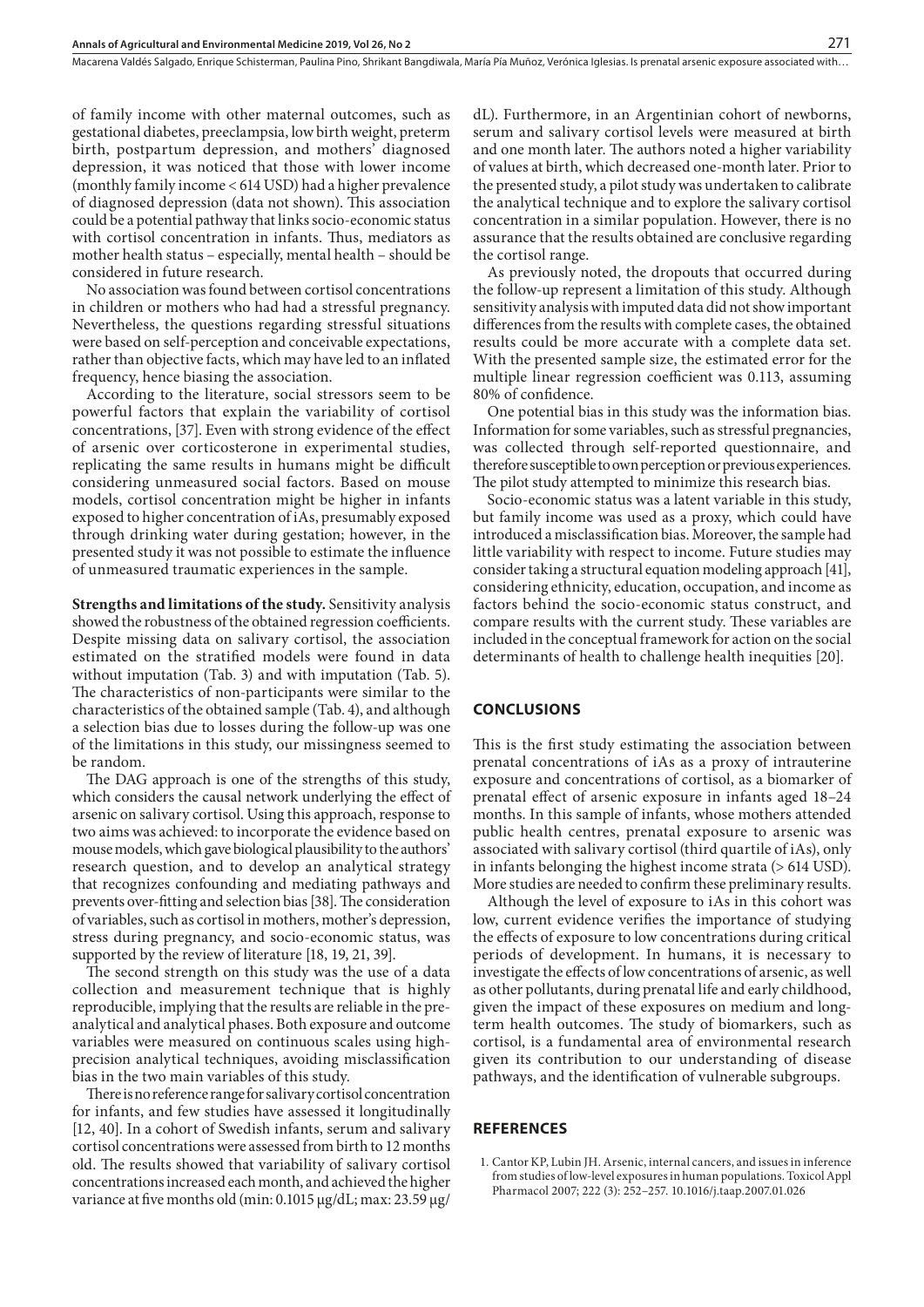of family income with other maternal outcomes, such as gestational diabetes, preeclampsia, low birth weight, preterm birth, postpartum depression, and mothers' diagnosed depression, it was noticed that those with lower income (monthly family income < 614 USD) had a higher prevalence of diagnosed depression (data not shown). This association could be a potential pathway that links socio-economic status with cortisol concentration in infants. Thus, mediators as mother health status – especially, mental health – should be considered in future research.

No association was found between cortisol concentrations in children or mothers who had had a stressful pregnancy. Nevertheless, the questions regarding stressful situations were based on self-perception and conceivable expectations, rather than objective facts, which may have led to an inflated frequency, hence biasing the association.

According to the literature, social stressors seem to be powerful factors that explain the variability of cortisol concentrations, [37]. Even with strong evidence of the effect of arsenic over corticosterone in experimental studies, replicating the same results in humans might be difficult considering unmeasured social factors. Based on mouse models, cortisol concentration might be higher in infants exposed to higher concentration of iAs, presumably exposed through drinking water during gestation; however, in the presented study it was not possible to estimate the influence of unmeasured traumatic experiences in the sample.

**Strengths and limitations of the study.** Sensitivity analysis showed the robustness of the obtained regression coefficients. Despite missing data on salivary cortisol, the association estimated on the stratified models were found in data without imputation (Tab. 3) and with imputation (Tab. 5). The characteristics of non-participants were similar to the characteristics of the obtained sample (Tab. 4), and although a selection bias due to losses during the follow-up was one of the limitations in this study, our missingness seemed to be random.

The DAG approach is one of the strengths of this study, which considers the causal network underlying the effect of arsenic on salivary cortisol. Using this approach, response to two aims was achieved: to incorporate the evidence based on mouse models, which gave biological plausibility to the authors' research question, and to develop an analytical strategy that recognizes confounding and mediating pathways and prevents over-fitting and selection bias [38]. The consideration of variables, such as cortisol in mothers, mother's depression, stress during pregnancy, and socio-economic status, was supported by the review of literature [18, 19, 21, 39].

The second strength on this study was the use of a data collection and measurement technique that is highly reproducible, implying that the results are reliable in the pre-analytical and analytical phases. Both exposure and outcome variables were measured on continuous scales using high-precision analytical techniques, avoiding misclassification bias in the two main variables of this study.

There is no reference range for salivary cortisol concentration for infants, and few studies have assessed it longitudinally [12, 40]. In a cohort of Swedish infants, serum and salivary cortisol concentrations were assessed from birth to 12 months old. The results showed that variability of salivary cortisol concentrations increased each month, and achieved the higher variance at five months old (min: 0.1015 µg/dL; max: 23.59 µg/dL). Furthermore, in an Argentinian cohort of newborns, serum and salivary cortisol levels were measured at birth and one month later. The authors noted a higher variability of values at birth, which decreased one-month later. Prior to the presented study, a pilot study was undertaken to calibrate the analytical technique and to explore the salivary cortisol concentration in a similar population. However, there is no assurance that the results obtained are conclusive regarding the cortisol range.

As previously noted, the dropouts that occurred during the follow-up represent a limitation of this study. Although sensitivity analysis with imputed data did not show important differences from the results with complete cases, the obtained results could be more accurate with a complete data set. With the presented sample size, the estimated error for the multiple linear regression coefficient was 0.113, assuming 80% of confidence.

One potential bias in this study was the information bias. Information for some variables, such as stressful pregnancies, was collected through self-reported questionnaire, and therefore susceptible to own perception or previous experiences. The pilot study attempted to minimize this research bias.

Socio-economic status was a latent variable in this study, but family income was used as a proxy, which could have introduced a misclassification bias. Moreover, the sample had little variability with respect to income. Future studies may consider taking a structural equation modeling approach [41], considering ethnicity, education, occupation, and income as factors behind the socio-economic status construct, and compare results with the current study. These variables are included in the conceptual framework for action on the social determinants of health to challenge health inequities [20].

## CONCLUSIONS

This is the first study estimating the association between prenatal concentrations of iAs as a proxy of intrauterine exposure and concentrations of cortisol, as a biomarker of prenatal effect of arsenic exposure in infants aged 18–24 months. In this sample of infants, whose mothers attended public health centres, prenatal exposure to arsenic was associated with salivary cortisol (third quartile of iAs), only in infants belonging the highest income strata (> 614 USD). More studies are needed to confirm these preliminary results.

Although the level of exposure to iAs in this cohort was low, current evidence verifies the importance of studying the effects of exposure to low concentrations during critical periods of development. In humans, it is necessary to investigate the effects of low concentrations of arsenic, as well as other pollutants, during prenatal life and early childhood, given the impact of these exposures on medium and long-term health outcomes. The study of biomarkers, such as cortisol, is a fundamental area of environmental research given its contribution to our understanding of disease pathways, and the identification of vulnerable subgroups.

## REFERENCES

1. Cantor KP, Lubin JH. Arsenic, internal cancers, and issues in inference from studies of low-level exposures in human populations. Toxicol Appl Pharmacol 2007; 222 (3): 252–257. 10.1016/j.taap.2007.01.026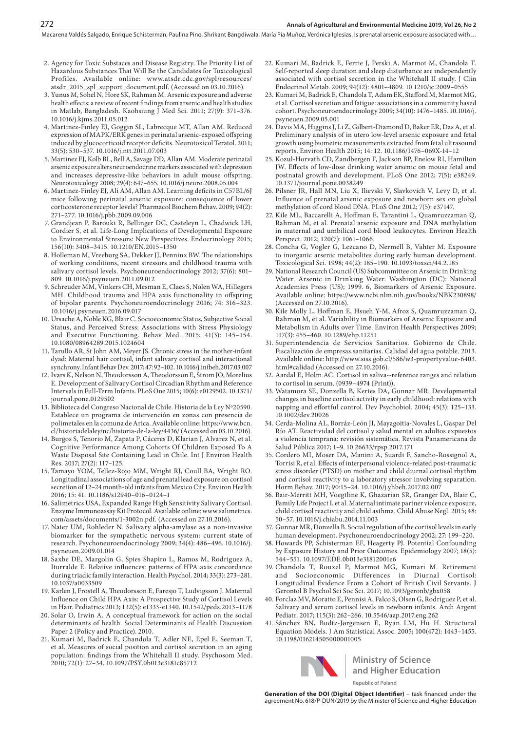2. Agency for Toxic Substaces and Disease Registry. The Priority List of Hazardous Substances That Will Be the Candidates for Toxicological Profiles. Available online: www.atsdr.cdc.gov/spl/resources/atsdr_2015_spl_support_document.pdf. (Accessed on 03.10.2016).
3. Yunus M, Sohel N, Hore SK, Rahman M. Arsenic exposure and adverse health effects: a review of recent findings from arsenic and health studies in Matlab, Bangladesh. Kaohsiung J Med Sci. 2011; 27(9): 371–376. 10.1016/j.kjms.2011.05.012
4. Martinez-Finley EJ, Goggin SL, Labrecque MT, Allan AM. Reduced expression of MAPK/ERK genes in perinatal arsenic-exposed offspring induced by glucocorticoid receptor deficits. Neurotoxicol Teratol. 2011; 33(5): 530–537. 10.1016/j.ntt.2011.07.003
5. Martinez EJ, Kolb BL, Bell A, Savage DD, Allan AM. Moderate perinatal arsenic exposure alters neuroendocrine markers associated with depression and increases depressive-like behaviors in adult mouse offspring. Neurotoxicology 2008; 29(4): 647–655. 10.1016/j.neuro.2008.05.004
6. Martinez-Finley EJ, Ali AM, Allan AM. Learning deficits in C57BL/6J mice following perinatal arsenic exposure: consequence of lower corticosterone receptor levels? Pharmacol Biochem Behav. 2009; 94(2): 271–277. 10.1016/j.pbb.2009.09.006
7. Grandjean P, Barouki R, Bellinger DC, Casteleyn L, Chadwick LH, Cordier S, et al. Life-Long Implications of Developmental Exposure to Environmental Stressors: New Perspectives. Endocrinology 2015; 156(10): 3408–3415. 10.1210/EN.2015–1350
8. Holleman M, Vreeburg SA, Dekker JJ, Penninx BW. The relationships of working conditions, recent stressors and childhood trauma with salivary cortisol levels. Psychoneuroendocrinology 2012; 37(6): 801–809. 10.1016/j.psyneuen.2011.09.012
9. Schreuder MM, Vinkers CH, Mesman E, Claes S, Nolen WA, Hillegers MH. Childhood trauma and HPA axis functionality in offspring of bipolar parents. Psychoneuroendocrinology 2016; 74: 316–323. 10.1016/j.psyneuen.2016.09.017
10. Ursache A, Noble KG, Blair C. Socioeconomic Status, Subjective Social Status, and Perceived Stress: Associations with Stress Physiology and Executive Functioning. Behav Med. 2015; 41(3): 145–154. 10.1080/08964289.2015.1024604
11. Tarullo AR, St John AM, Meyer JS. Chronic stress in the mother-infant dyad: Maternal hair cortisol, infant salivary cortisol and interactional synchrony. Infant Behav Dev. 2017; 47: 92–102. 10.1016/j.infbeh.2017.03.007
12. Ivars K, Nelson N, Theodorsson A, Theodorsson E, Strom JO, Morelius E. Development of Salivary Cortisol Circadian Rhythm and Reference Intervals in Full-Term Infants. PLoS One 2015; 10(6): e0129502. 10.1371/journal.pone.0129502
13. Biblioteca del Congreso Nacional de Chile. Historia de la Ley N°20590. Establece un programa de intervención en zonas con presencia de polimetales en la comuna de Arica. Available online: https://www.bcn.cl/historiadelaley/nc/historia-de-la-ley/4436/ (Accessed on 03.10.2016).
14. Burgos S, Tenorio M, Zapata P, Cáceres D, Klarian J, Alvarez N, et al. Cognitive Performance Among Cohorts Of Children Exposed To A Waste Disposal Site Containing Lead in Chile. Int J Environ Health Res. 2017; 27(2): 117–125.
15. Tamayo YOM, Tellez-Rojo MM, Wright RJ, Coull BA, Wright RO. Longitudinal associations of age and prenatal lead exposure on cortisol secretion of 12–24 month-old infants from Mexico City. Environ Health 2016; 15: 41. 10.1186/s12940–016–0124–1
16. Salimetrics USA, Expanded Range High Sensitivity Salivary Cortisol. Enzyme Immunoassay Kit Protocol. Available online: www.salimetrics.com/assets/documents/1-3002n.pdf. (Accessed on 27.10.2016).
17. Nater UM, Rohleder N. Salivary alpha-amylase as a non-invasive biomarker for the sympathetic nervous system: current state of research. Psychoneuroendocrinology 2009; 34(4): 486–496. 10.1016/j.psyneuen.2009.01.014
18. Saxbe DE, Margolin G, Spies Shapiro L, Ramos M, Rodriguez A, Iturralde E. Relative influences: patterns of HPA axis concordance during triadic family interaction. Health Psychol. 2014; 33(3): 273–281. 10.1037/a0033509
19. Karlen J, Frostell A, Theodorsson E, Faresjo T, Ludvigsson J. Maternal Influence on Child HPA Axis: A Prospective Study of Cortisol Levels in Hair. Pediatrics 2013; 132(5): e1333-e1340. 10.1542/peds.2013–1178
20. Solar O, Irwin A. A conceptual framework for action on the social determinants of health. Social Determinants of Health Discussion Paper 2 (Policy and Practice). 2010.
21. Kumari M, Badrick E, Chandola T, Adler NE, Epel E, Seeman T, et al. Measures of social position and cortisol secretion in an aging population: findings from the Whitehall II study. Psychosom Med. 2010; 72(1): 27–34. 10.1097/PSY.0b013e3181c85712
22. Kumari M, Badrick E, Ferrie J, Perski A, Marmot M, Chandola T. Self-reported sleep duration and sleep disturbance are independently associated with cortisol secretion in the Whitehall II study. J Clin Endocrinol Metab. 2009; 94(12): 4801–4809. 10.1210/jc.2009–0555
23. Kumari M, Badrick E, Chandola T, Adam EK, Stafford M, Marmot MG, et al. Cortisol secretion and fatigue: associations in a community based cohort. Psychoneuroendocrinology 2009; 34(10): 1476–1485. 10.1016/j.psyneuen.2009.05.001
24. Davis MA, Higgins J, Li Z, Gilbert-Diamond D, Baker ER, Das A, et al. Preliminary analysis of in utero low-level arsenic exposure and fetal growth using biometric measurements extracted from fetal ultrasound reports. Environ Health 2015; 14: 12. 10.1186/1476–069X-14–12
25. Kozul-Horvath CD, Zandbergen F, Jackson BP, Enelow RI, Hamilton JW. Effects of low-dose drinking water arsenic on mouse fetal and postnatal growth and development. PLoS One 2012; 7(5): e38249. 10.1371/journal.pone.0038249
26. Pilsner JR, Hall MN, Liu X, Ilievski V, Slavkovich V, Levy D, et al. Influence of prenatal arsenic exposure and newborn sex on global methylation of cord blood DNA. PLoS One 2012; 7(5): e37147.
27. Kile ML, Baccarelli A, Hoffman E, Tarantini L, Quamruzzaman Q, Rahman M, et al. Prenatal arsenic exposure and DNA methylation in maternal and umbilical cord blood leukocytes. Environ Health Perspect. 2012; 120(7): 1061–1066.
28. Concha G, Vogler G, Lezcano D, Nermell B, Vahter M. Exposure to inorganic arsenic metabolites during early human development. Toxicological Sci. 1998; 44(2): 185–190. 10.1093/toxsci/44.2.185
29. National Research Council (US) Subcommittee on Arsenic in Drinking Water. Arsenic in Drinking Water. Washington (DC): National Academies Press (US); 1999. 6, Biomarkers of Arsenic Exposure. Available online: https://www.ncbi.nlm.nih.gov/books/NBK230898/ (Accessed on 27.10.2016).
30. Kile Molly L, Hoffman E, Hsueh Y-M, Afroz S, Quamruzzaman Q, Rahman M, et al. Variability in Biomarkers of Arsenic Exposure and Metabolism in Adults over Time. Environ Health Perspectives 2009; 117(3): 455–460. 10.1289/ehp.11251
31. Superintendencia de Servicios Sanitarios. Gobierno de Chile. Fiscalización de empresas sanitarias. Calidad del agua potable. 2013. Available online: http://www.siss.gob.cl/586/w3-propertyvalue-6403.html#calidad (Accessed on 27.10.2016).
32. Aardal E, Holm AC. Cortisol in saliva--reference ranges and relation to cortisol in serum. (0939–4974 (Print)),
33. Watamura SE, Donzella B, Kertes DA, Gunnar MR. Developmental changes in baseline cortisol activity in early childhood: relations with napping and effortful control. Dev Psychobiol. 2004; 45(3): 125–133. 10.1002/dev.20026
34. Cerda-Molina AL, Borráz-León JI, Mayagoitia-Novales L, Gaspar Del Río AT. Reactividad del cortisol y salud mental en adultos expuestos a violencia temprana: revisión sistemática. Revista Panamericana de Salud Pública 2017; 1–9. 10.26633/rpsp.2017.171
35. Cordero MI, Moser DA, Manini A, Suardi F, Sancho-Rossignol A, Torrisi R, et al. Effects of interpersonal violence-related post-traumatic stress disorder (PTSD) on mother and child diurnal cortisol rhythm and cortisol reactivity to a laboratory stressor involving separation. Horm Behav. 2017; 90:15–24. 10.1016/j.yhbeh.2017.02.007
36. Bair-Merritt MH, Voegtline K, Ghazarian SR, Granger DA, Blair C, Family Life Project I, et al. Maternal intimate partner violence exposure, child cortisol reactivity and child asthma. Child Abuse Negl. 2015; 48: 50–57. 10.1016/j.chiabu.2014.11.003
37. Gunnar MR, Donzella B. Social regulation of the cortisol levels in early human development. Psychoneuroendocrinology 2002; 27: 199–220.
38. Howards PP, Schisterman EF, Heagerty PJ. Potential Confounding by Exposure History and Prior Outcomes. Epidemiology 2007; 18(5): 544–551. 10.1097/EDE.0b013e31812001e6
39. Chandola T, Rouxel P, Marmot MG, Kumari M. Retirement and Socioeconomic Differences in Diurnal Cortisol: Longitudinal Evidence From a Cohort of British Civil Servants. J Gerontol B Psychol Sci Soc Sci. 2017; 10.1093/geronb/gbx058
40. Forclaz MV, Moratto E, Pennisi A, Falco S, Olsen G, Rodriguez P, et al. Salivary and serum cortisol levels in newborn infants. Arch Argent Pediatr. 2017; 115(3): 262–266. 10.5546/aap.2017.eng.262
41. Sánchez BN, Budtz-Jørgensen E, Ryan LM, Hu H. Structural Equation Models. J Am Statistical Assoc. 2005; 100(472): 1443–1455. 10.1198/016214505000001005

Ministry of Science and Higher Education

Republic of Poland

**Generation of the DOI (Digital Object Identifier)** – task financed under the agreement No. 618/P-DUN/2019 by the Minister of Science and Higher Education